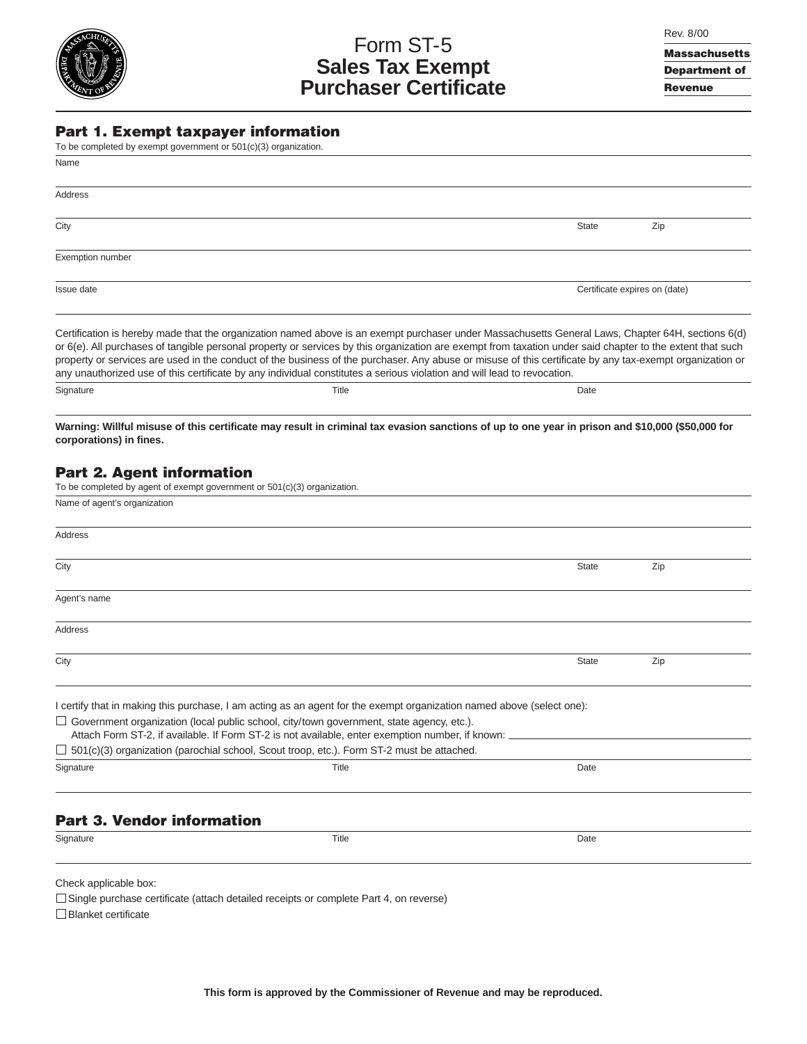# Form ST-5
# Sales Tax Exempt Purchaser Certificate

Rev. 8/00

**Massachusetts Department of Revenue**

## Part 1. Exempt taxpayer information

To be completed by exempt government or 501(c)(3) organization.

Name

Address

City | State | Zip

Exemption number

Issue date | Certificate expires on (date)

Certification is hereby made that the organization named above is an exempt purchaser under Massachusetts General Laws, Chapter 64H, sections 6(d) or 6(e). All purchases of tangible personal property or services by this organization are exempt from taxation under said chapter to the extent that such property or services are used in the conduct of the business of the purchaser. Any abuse or misuse of this certificate by any tax-exempt organization or any unauthorized use of this certificate by any individual constitutes a serious violation and will lead to revocation.

Signature | Title | Date

**Warning: Willful misuse of this certificate may result in criminal tax evasion sanctions of up to one year in prison and $10,000 ($50,000 for corporations) in fines.**

## Part 2. Agent information

To be completed by agent of exempt government or 501(c)(3) organization.

Name of agent's organization

Address

City | State | Zip

Agent's name

Address

City | State | Zip

I certify that in making this purchase, I am acting as an agent for the exempt organization named above (select one):

☐ Government organization (local public school, city/town government, state agency, etc.).
Attach Form ST-2, if available. If Form ST-2 is not available, enter exemption number, if known: ______

☐ 501(c)(3) organization (parochial school, Scout troop, etc.). Form ST-2 must be attached.

Signature | Title | Date

## Part 3. Vendor information

Signature | Title | Date

Check applicable box:

☐ Single purchase certificate (attach detailed receipts or complete Part 4, on reverse)

☐ Blanket certificate

**This form is approved by the Commissioner of Revenue and may be reproduced.**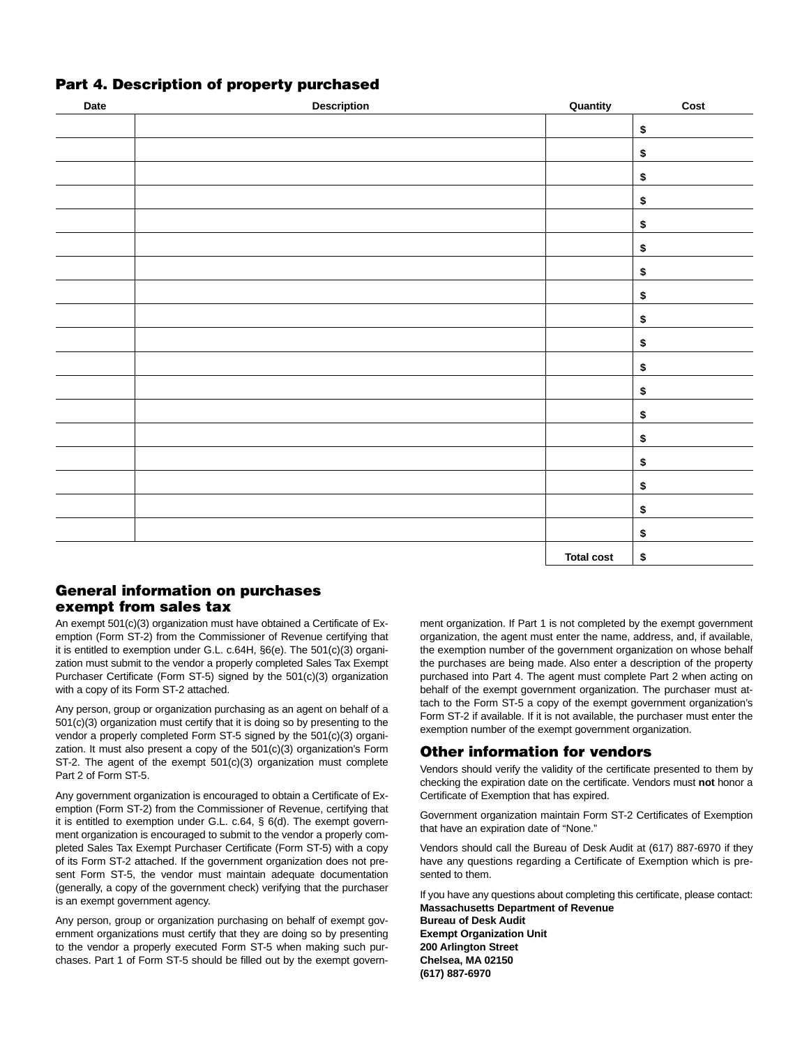## Part 4. Description of property purchased

| Date | Description | Quantity | Cost |
|---|---|---|---|
| | | | $ |
| | | | $ |
| | | | $ |
| | | | $ |
| | | | $ |
| | | | $ |
| | | | $ |
| | | | $ |
| | | | $ |
| | | | $ |
| | | | $ |
| | | | $ |
| | | | $ |
| | | | $ |
| | | | $ |
| | | | $ |
| | | | $ |
| | | | $ |
| | | **Total cost** | $ |

## General information on purchases exempt from sales tax

An exempt 501(c)(3) organization must have obtained a Certificate of Exemption (Form ST-2) from the Commissioner of Revenue certifying that it is entitled to exemption under G.L. c.64H, §6(e). The 501(c)(3) organization must submit to the vendor a properly completed Sales Tax Exempt Purchaser Certificate (Form ST-5) signed by the 501(c)(3) organization with a copy of its Form ST-2 attached.

Any person, group or organization purchasing as an agent on behalf of a 501(c)(3) organization must certify that it is doing so by presenting to the vendor a properly completed Form ST-5 signed by the 501(c)(3) organization. It must also present a copy of the 501(c)(3) organization's Form ST-2. The agent of the exempt 501(c)(3) organization must complete Part 2 of Form ST-5.

Any government organization is encouraged to obtain a Certificate of Exemption (Form ST-2) from the Commissioner of Revenue, certifying that it is entitled to exemption under G.L. c.64, § 6(d). The exempt government organization is encouraged to submit to the vendor a properly completed Sales Tax Exempt Purchaser Certificate (Form ST-5) with a copy of its Form ST-2 attached. If the government organization does not present Form ST-5, the vendor must maintain adequate documentation (generally, a copy of the government check) verifying that the purchaser is an exempt government agency.

Any person, group or organization purchasing on behalf of exempt government organizations must certify that they are doing so by presenting to the vendor a properly executed Form ST-5 when making such purchases. Part 1 of Form ST-5 should be filled out by the exempt government organization. If Part 1 is not completed by the exempt government organization, the agent must enter the name, address, and, if available, the exemption number of the government organization on whose behalf the purchases are being made. Also enter a description of the property purchased into Part 4. The agent must complete Part 2 when acting on behalf of the exempt government organization. The purchaser must attach to the Form ST-5 a copy of the exempt government organization's Form ST-2 if available. If it is not available, the purchaser must enter the exemption number of the exempt government organization.

## Other information for vendors

Vendors should verify the validity of the certificate presented to them by checking the expiration date on the certificate. Vendors must **not** honor a Certificate of Exemption that has expired.

Government organization maintain Form ST-2 Certificates of Exemption that have an expiration date of "None."

Vendors should call the Bureau of Desk Audit at (617) 887-6970 if they have any questions regarding a Certificate of Exemption which is presented to them.

If you have any questions about completing this certificate, please contact:
**Massachusetts Department of Revenue**
**Bureau of Desk Audit**
**Exempt Organization Unit**
**200 Arlington Street**
**Chelsea, MA 02150**
**(617) 887-6970**